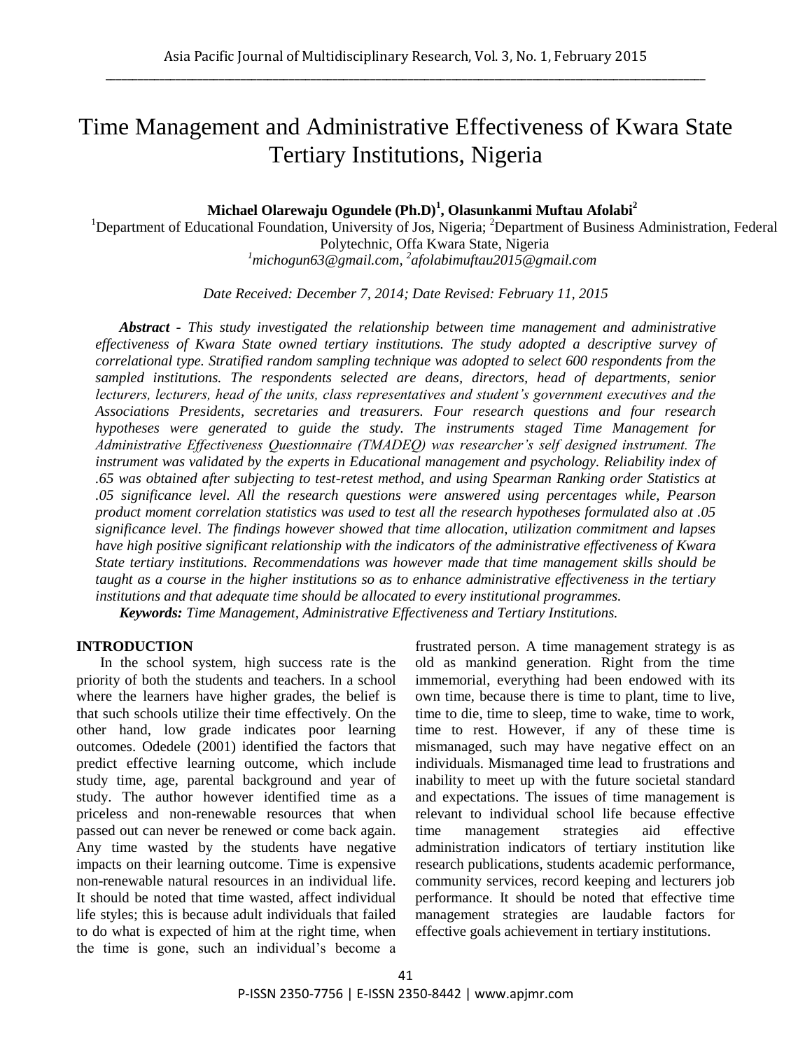# Time Management and Administrative Effectiveness of Kwara State Tertiary Institutions, Nigeria

**Michael Olarewaju Ogundele (Ph.D)[1], Olasunkanmi Muftau Afolabi[2]**

[1]Department of Educational Foundation, University of Jos, Nigeria; [2]Department of Business Administration, Federal Polytechnic, Offa Kwara State, Nigeria

*[1]michogun63@gmail.com, [2]afolabimuftau2015@gmail.com*

*Date Received: December 7, 2014; Date Revised: February 11, 2015*

***Abstract*** *- This study investigated the relationship between time management and administrative effectiveness of Kwara State owned tertiary institutions. The study adopted a descriptive survey of correlational type. Stratified random sampling technique was adopted to select 600 respondents from the sampled institutions. The respondents selected are deans, directors, head of departments, senior lecturers, lecturers, head of the units, class representatives and student's government executives and the Associations Presidents, secretaries and treasurers. Four research questions and four research hypotheses were generated to guide the study. The instruments staged Time Management for Administrative Effectiveness Questionnaire (TMADEQ) was researcher's self designed instrument. The instrument was validated by the experts in Educational management and psychology. Reliability index of .65 was obtained after subjecting to test-retest method, and using Spearman Ranking order Statistics at .05 significance level. All the research questions were answered using percentages while, Pearson product moment correlation statistics was used to test all the research hypotheses formulated also at .05 significance level. The findings however showed that time allocation, utilization commitment and lapses have high positive significant relationship with the indicators of the administrative effectiveness of Kwara State tertiary institutions. Recommendations was however made that time management skills should be taught as a course in the higher institutions so as to enhance administrative effectiveness in the tertiary institutions and that adequate time should be allocated to every institutional programmes.*

***Keywords:*** *Time Management, Administrative Effectiveness and Tertiary Institutions.*

## INTRODUCTION

In the school system, high success rate is the priority of both the students and teachers. In a school where the learners have higher grades, the belief is that such schools utilize their time effectively. On the other hand, low grade indicates poor learning outcomes. Odedele (2001) identified the factors that predict effective learning outcome, which include study time, age, parental background and year of study. The author however identified time as a priceless and non-renewable resources that when passed out can never be renewed or come back again. Any time wasted by the students have negative impacts on their learning outcome. Time is expensive non-renewable natural resources in an individual life. It should be noted that time wasted, affect individual life styles; this is because adult individuals that failed to do what is expected of him at the right time, when the time is gone, such an individual's become a frustrated person. A time management strategy is as old as mankind generation. Right from the time immemorial, everything had been endowed with its own time, because there is time to plant, time to live, time to die, time to sleep, time to wake, time to work, time to rest. However, if any of these time is mismanaged, such may have negative effect on an individuals. Mismanaged time lead to frustrations and inability to meet up with the future societal standard and expectations. The issues of time management is relevant to individual school life because effective time management strategies aid effective administration indicators of tertiary institution like research publications, students academic performance, community services, record keeping and lecturers job performance. It should be noted that effective time management strategies are laudable factors for effective goals achievement in tertiary institutions.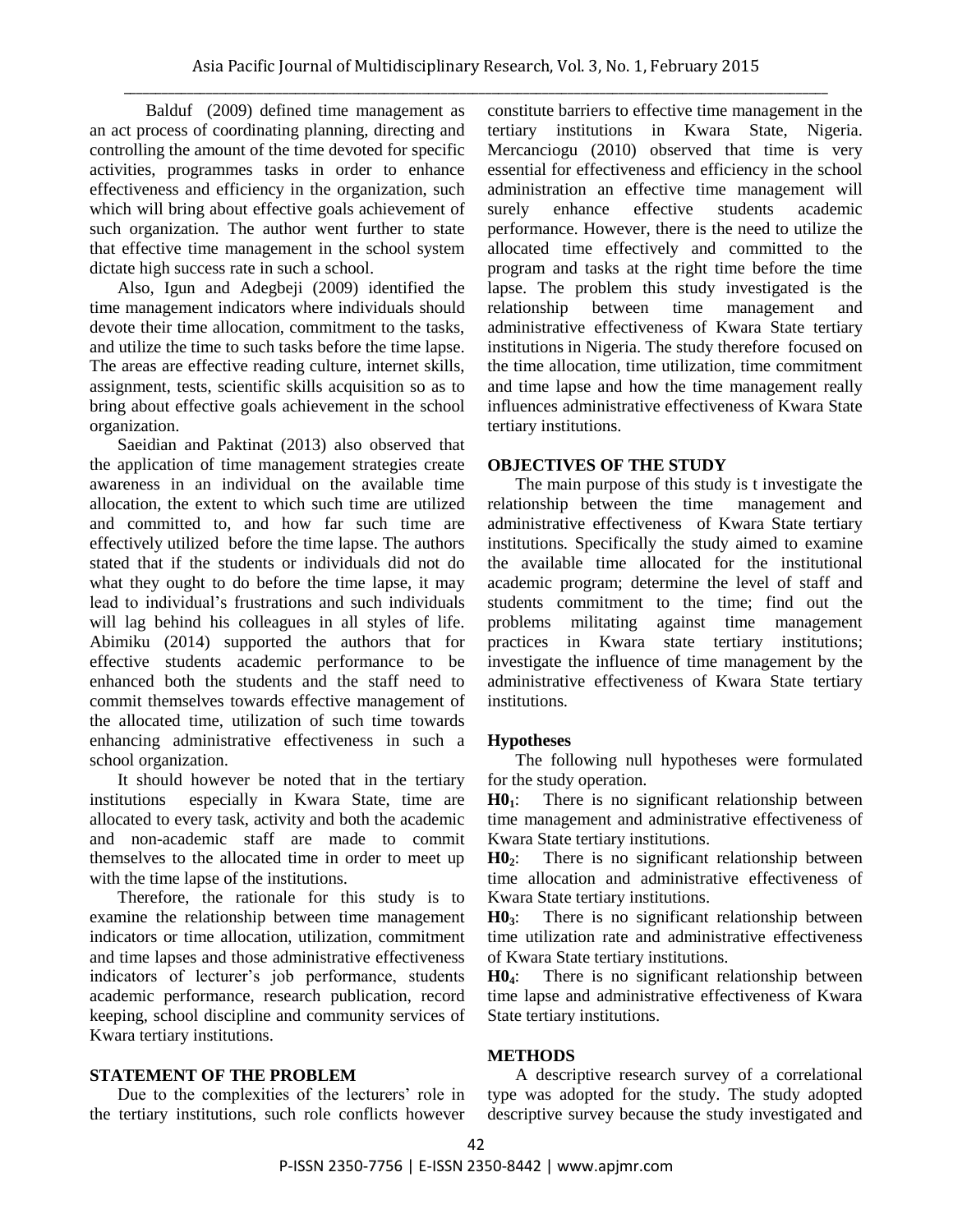Balduf (2009) defined time management as an act process of coordinating planning, directing and controlling the amount of the time devoted for specific activities, programmes tasks in order to enhance effectiveness and efficiency in the organization, such which will bring about effective goals achievement of such organization. The author went further to state that effective time management in the school system dictate high success rate in such a school.

Also, Igun and Adegbeji (2009) identified the time management indicators where individuals should devote their time allocation, commitment to the tasks, and utilize the time to such tasks before the time lapse. The areas are effective reading culture, internet skills, assignment, tests, scientific skills acquisition so as to bring about effective goals achievement in the school organization.

Saeidian and Paktinat (2013) also observed that the application of time management strategies create awareness in an individual on the available time allocation, the extent to which such time are utilized and committed to, and how far such time are effectively utilized before the time lapse. The authors stated that if the students or individuals did not do what they ought to do before the time lapse, it may lead to individual's frustrations and such individuals will lag behind his colleagues in all styles of life. Abimiku (2014) supported the authors that for effective students academic performance to be enhanced both the students and the staff need to commit themselves towards effective management of the allocated time, utilization of such time towards enhancing administrative effectiveness in such a school organization.

It should however be noted that in the tertiary institutions especially in Kwara State, time are allocated to every task, activity and both the academic and non-academic staff are made to commit themselves to the allocated time in order to meet up with the time lapse of the institutions.

Therefore, the rationale for this study is to examine the relationship between time management indicators or time allocation, utilization, commitment and time lapses and those administrative effectiveness indicators of lecturer's job performance, students academic performance, research publication, record keeping, school discipline and community services of Kwara tertiary institutions.

## STATEMENT OF THE PROBLEM

Due to the complexities of the lecturers' role in the tertiary institutions, such role conflicts however constitute barriers to effective time management in the tertiary institutions in Kwara State, Nigeria. Mercanciogu (2010) observed that time is very essential for effectiveness and efficiency in the school administration an effective time management will surely enhance effective students academic performance. However, there is the need to utilize the allocated time effectively and committed to the program and tasks at the right time before the time lapse. The problem this study investigated is the relationship between time management and administrative effectiveness of Kwara State tertiary institutions in Nigeria. The study therefore focused on the time allocation, time utilization, time commitment and time lapse and how the time management really influences administrative effectiveness of Kwara State tertiary institutions.

## OBJECTIVES OF THE STUDY

The main purpose of this study is t investigate the relationship between the time management and administrative effectiveness of Kwara State tertiary institutions. Specifically the study aimed to examine the available time allocated for the institutional academic program; determine the level of staff and students commitment to the time; find out the problems militating against time management practices in Kwara state tertiary institutions; investigate the influence of time management by the administrative effectiveness of Kwara State tertiary institutions.

### Hypotheses

The following null hypotheses were formulated for the study operation.

**$H0_1$**: There is no significant relationship between time management and administrative effectiveness of Kwara State tertiary institutions.

**$H0_2$**: There is no significant relationship between time allocation and administrative effectiveness of Kwara State tertiary institutions.

**$H0_3$**: There is no significant relationship between time utilization rate and administrative effectiveness of Kwara State tertiary institutions.

**$H0_4$**: There is no significant relationship between time lapse and administrative effectiveness of Kwara State tertiary institutions.

## METHODS

A descriptive research survey of a correlational type was adopted for the study. The study adopted descriptive survey because the study investigated and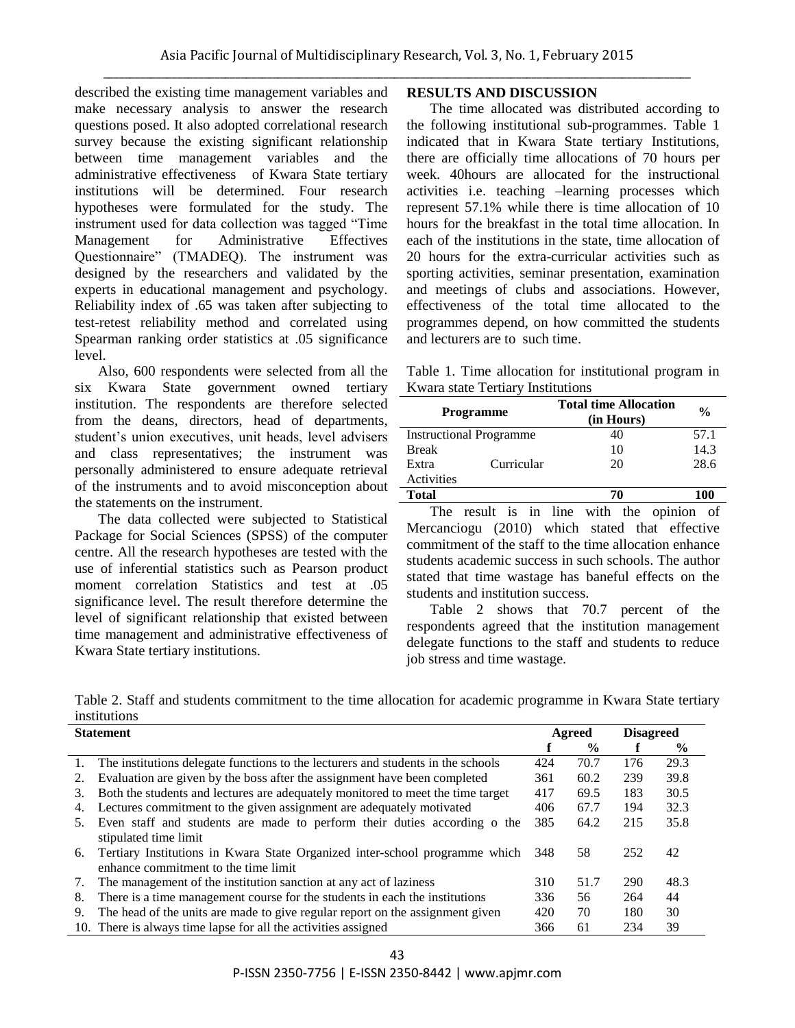described the existing time management variables and make necessary analysis to answer the research questions posed. It also adopted correlational research survey because the existing significant relationship between time management variables and the administrative effectiveness of Kwara State tertiary institutions will be determined. Four research hypotheses were formulated for the study. The instrument used for data collection was tagged "Time Management for Administrative Effectives Questionnaire" (TMADEQ). The instrument was designed by the researchers and validated by the experts in educational management and psychology. Reliability index of .65 was taken after subjecting to test-retest reliability method and correlated using Spearman ranking order statistics at .05 significance level.

Also, 600 respondents were selected from all the six Kwara State government owned tertiary institution. The respondents are therefore selected from the deans, directors, head of departments, student's union executives, unit heads, level advisers and class representatives; the instrument was personally administered to ensure adequate retrieval of the instruments and to avoid misconception about the statements on the instrument.

The data collected were subjected to Statistical Package for Social Sciences (SPSS) of the computer centre. All the research hypotheses are tested with the use of inferential statistics such as Pearson product moment correlation Statistics and test at .05 significance level. The result therefore determine the level of significant relationship that existed between time management and administrative effectiveness of Kwara State tertiary institutions.

## RESULTS AND DISCUSSION

The time allocated was distributed according to the following institutional sub-programmes. Table 1 indicated that in Kwara State tertiary Institutions, there are officially time allocations of 70 hours per week. 40hours are allocated for the instructional activities i.e. teaching –learning processes which represent 57.1% while there is time allocation of 10 hours for the breakfast in the total time allocation. In each of the institutions in the state, time allocation of 20 hours for the extra-curricular activities such as sporting activities, seminar presentation, examination and meetings of clubs and associations. However, effectiveness of the total time allocated to the programmes depend, on how committed the students and lecturers are to such time.

Table 1. Time allocation for institutional program in Kwara state Tertiary Institutions

| Programme | Total time Allocation (in Hours) | % |
|---|---|---|
| Instructional Programme | 40 | 57.1 |
| Break | 10 | 14.3 |
| Extra Curricular Activities | 20 | 28.6 |
| **Total** | **70** | **100** |

The result is in line with the opinion of Mercanciogu (2010) which stated that effective commitment of the staff to the time allocation enhance students academic success in such schools. The author stated that time wastage has baneful effects on the students and institution success.

Table 2 shows that 70.7 percent of the respondents agreed that the institution management delegate functions to the staff and students to reduce job stress and time wastage.

Table 2. Staff and students commitment to the time allocation for academic programme in Kwara State tertiary institutions

| Statement | | Agreed | | Disagreed | |
|---|---|---|---|---|---|
| | | f | % | f | % |
| 1. | The institutions delegate functions to the lecturers and students in the schools | 424 | 70.7 | 176 | 29.3 |
| 2. | Evaluation are given by the boss after the assignment have been completed | 361 | 60.2 | 239 | 39.8 |
| 3. | Both the students and lectures are adequately monitored to meet the time target | 417 | 69.5 | 183 | 30.5 |
| 4. | Lectures commitment to the given assignment are adequately motivated | 406 | 67.7 | 194 | 32.3 |
| 5. | Even staff and students are made to perform their duties according o the stipulated time limit | 385 | 64.2 | 215 | 35.8 |
| 6. | Tertiary Institutions in Kwara State Organized inter-school programme which enhance commitment to the time limit | 348 | 58 | 252 | 42 |
| 7. | The management of the institution sanction at any act of laziness | 310 | 51.7 | 290 | 48.3 |
| 8. | There is a time management course for the students in each the institutions | 336 | 56 | 264 | 44 |
| 9. | The head of the units are made to give regular report on the assignment given | 420 | 70 | 180 | 30 |
| 10. | There is always time lapse for all the activities assigned | 366 | 61 | 234 | 39 |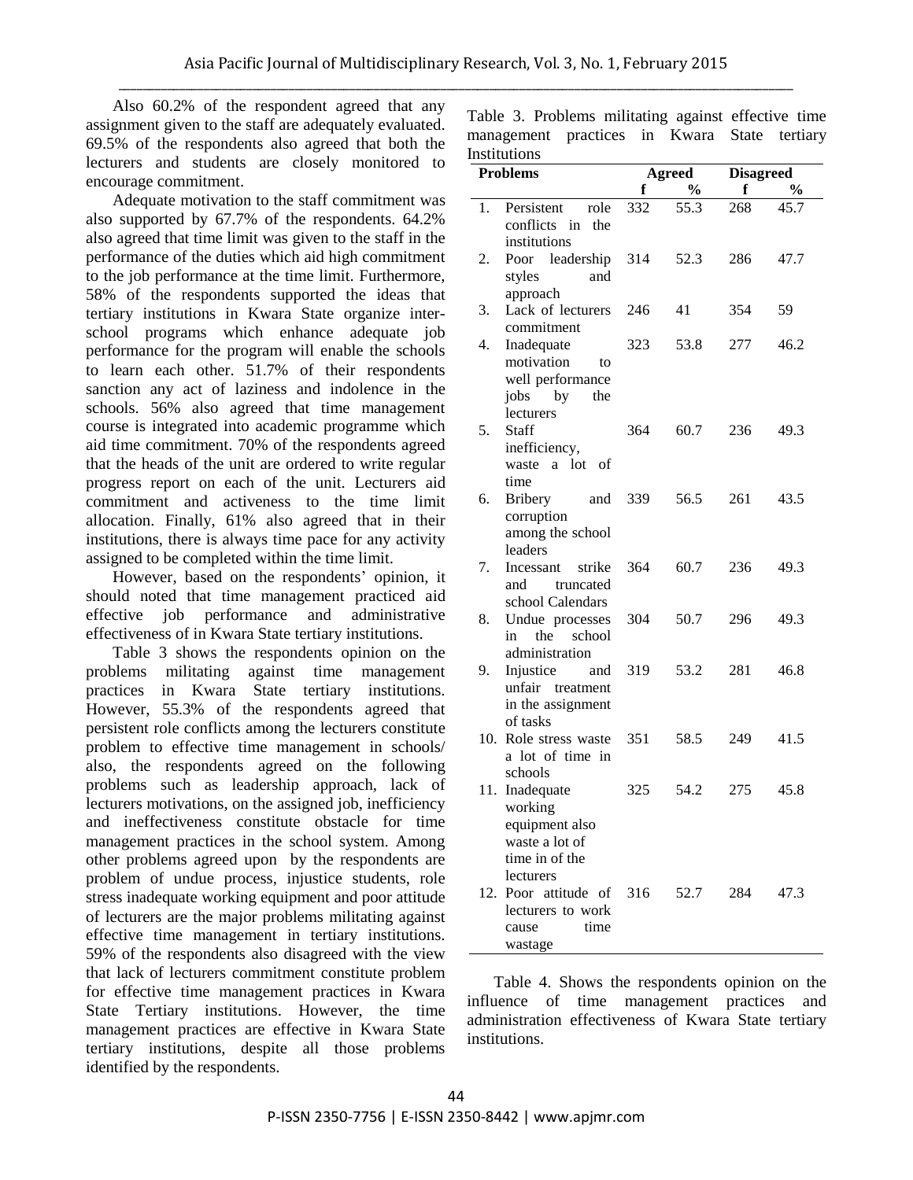Also 60.2% of the respondent agreed that any assignment given to the staff are adequately evaluated. 69.5% of the respondents also agreed that both the lecturers and students are closely monitored to encourage commitment.

Adequate motivation to the staff commitment was also supported by 67.7% of the respondents. 64.2% also agreed that time limit was given to the staff in the performance of the duties which aid high commitment to the job performance at the time limit. Furthermore, 58% of the respondents supported the ideas that tertiary institutions in Kwara State organize inter-school programs which enhance adequate job performance for the program will enable the schools to learn each other. 51.7% of their respondents sanction any act of laziness and indolence in the schools. 56% also agreed that time management course is integrated into academic programme which aid time commitment. 70% of the respondents agreed that the heads of the unit are ordered to write regular progress report on each of the unit. Lecturers aid commitment and activeness to the time limit allocation. Finally, 61% also agreed that in their institutions, there is always time pace for any activity assigned to be completed within the time limit.

However, based on the respondents' opinion, it should noted that time management practiced aid effective job performance and administrative effectiveness of in Kwara State tertiary institutions.

Table 3 shows the respondents opinion on the problems militating against time management practices in Kwara State tertiary institutions. However, 55.3% of the respondents agreed that persistent role conflicts among the lecturers constitute problem to effective time management in schools/ also, the respondents agreed on the following problems such as leadership approach, lack of lecturers motivations, on the assigned job, inefficiency and ineffectiveness constitute obstacle for time management practices in the school system. Among other problems agreed upon by the respondents are problem of undue process, injustice students, role stress inadequate working equipment and poor attitude of lecturers are the major problems militating against effective time management in tertiary institutions. 59% of the respondents also disagreed with the view that lack of lecturers commitment constitute problem for effective time management practices in Kwara State Tertiary institutions. However, the time management practices are effective in Kwara State tertiary institutions, despite all those problems identified by the respondents.

Table 3. Problems militating against effective time management practices in Kwara State tertiary Institutions

| | Problems | Agreed | | Disagreed | |
|---|---|---|---|---|---|
| | | f | % | f | % |
| 1. | Persistent role conflicts in the institutions | 332 | 55.3 | 268 | 45.7 |
| 2. | Poor leadership styles and approach | 314 | 52.3 | 286 | 47.7 |
| 3. | Lack of lecturers commitment | 246 | 41 | 354 | 59 |
| 4. | Inadequate motivation to well performance jobs by the lecturers | 323 | 53.8 | 277 | 46.2 |
| 5. | Staff inefficiency, waste a lot of time | 364 | 60.7 | 236 | 49.3 |
| 6. | Bribery and corruption among the school leaders | 339 | 56.5 | 261 | 43.5 |
| 7. | Incessant strike and truncated school Calendars | 364 | 60.7 | 236 | 49.3 |
| 8. | Undue processes in the school administration | 304 | 50.7 | 296 | 49.3 |
| 9. | Injustice and unfair treatment in the assignment of tasks | 319 | 53.2 | 281 | 46.8 |
| 10. | Role stress waste a lot of time in schools | 351 | 58.5 | 249 | 41.5 |
| 11. | Inadequate working equipment also waste a lot of time in of the lecturers | 325 | 54.2 | 275 | 45.8 |
| 12. | Poor attitude of lecturers to work cause time wastage | 316 | 52.7 | 284 | 47.3 |

Table 4. Shows the respondents opinion on the influence of time management practices and administration effectiveness of Kwara State tertiary institutions.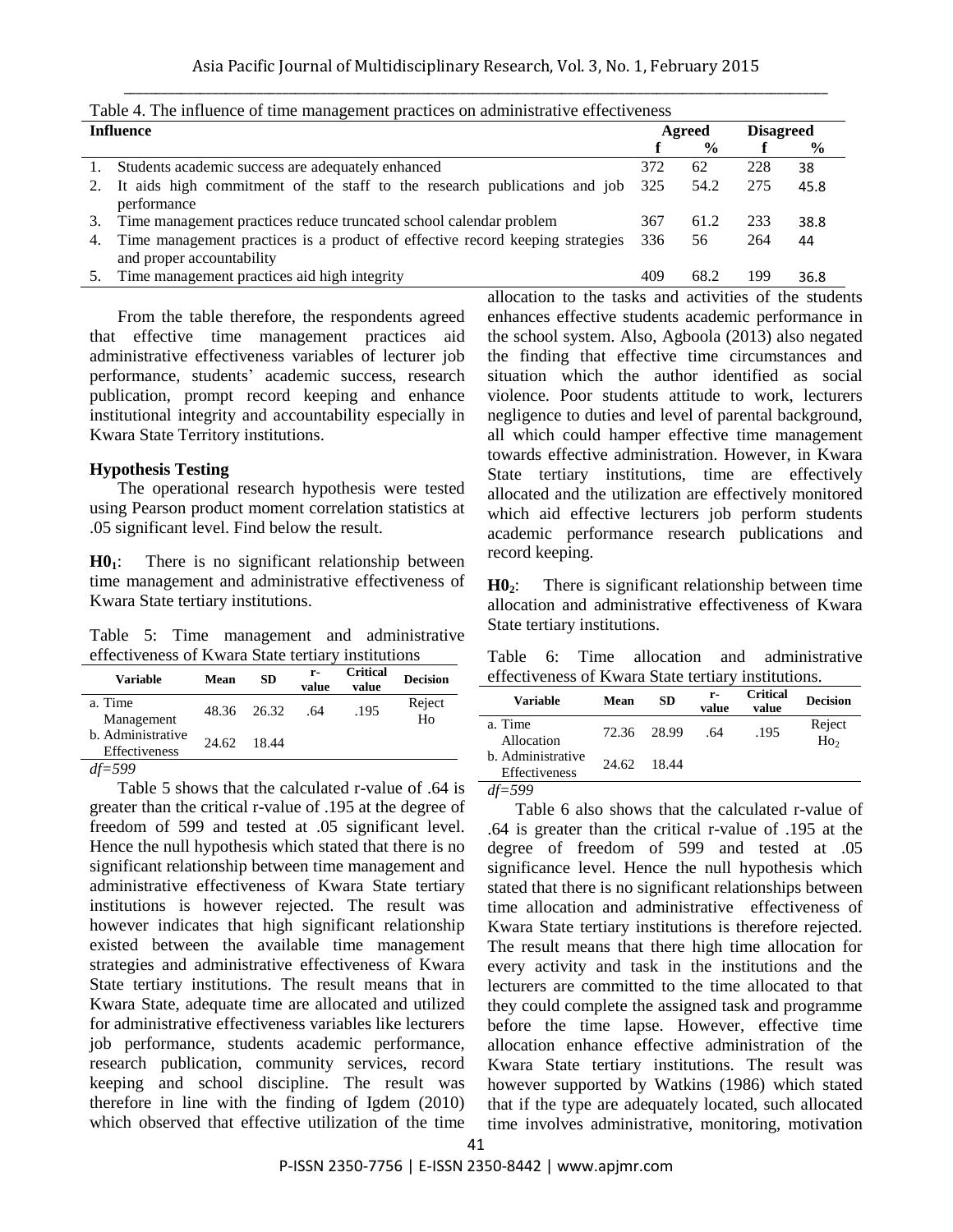Table 4. The influence of time management practices on administrative effectiveness

| Influence | Agreed | | Disagreed | |
|---|---|---|---|---|
| | f | % | f | % |
| 1. Students academic success are adequately enhanced | 372 | 62 | 228 | 38 |
| 2. It aids high commitment of the staff to the research publications and job performance | 325 | 54.2 | 275 | 45.8 |
| 3. Time management practices reduce truncated school calendar problem | 367 | 61.2 | 233 | 38.8 |
| 4. Time management practices is a product of effective record keeping strategies and proper accountability | 336 | 56 | 264 | 44 |
| 5. Time management practices aid high integrity | 409 | 68.2 | 199 | 36.8 |

From the table therefore, the respondents agreed that effective time management practices aid administrative effectiveness variables of lecturer job performance, students' academic success, research publication, prompt record keeping and enhance institutional integrity and accountability especially in Kwara State Territory institutions.

**Hypothesis Testing**

The operational research hypothesis were tested using Pearson product moment correlation statistics at .05 significant level. Find below the result.

**H0$_1$**: There is no significant relationship between time management and administrative effectiveness of Kwara State tertiary institutions.

Table 5: Time management and administrative effectiveness of Kwara State tertiary institutions

| Variable | Mean | SD | r-value | Critical value | Decision |
|---|---|---|---|---|---|
| a. Time Management | 48.36 | 26.32 | .64 | .195 | Reject Ho |
| b. Administrative Effectiveness | 24.62 | 18.44 | | | |

*df=599*

Table 5 shows that the calculated r-value of .64 is greater than the critical r-value of .195 at the degree of freedom of 599 and tested at .05 significant level. Hence the null hypothesis which stated that there is no significant relationship between time management and administrative effectiveness of Kwara State tertiary institutions is however rejected. The result was however indicates that high significant relationship existed between the available time management strategies and administrative effectiveness of Kwara State tertiary institutions. The result means that in Kwara State, adequate time are allocated and utilized for administrative effectiveness variables like lecturers job performance, students academic performance, research publication, community services, record keeping and school discipline. The result was therefore in line with the finding of Igdem (2010) which observed that effective utilization of the time allocation to the tasks and activities of the students enhances effective students academic performance in the school system. Also, Agboola (2013) also negated the finding that effective time circumstances and situation which the author identified as social violence. Poor students attitude to work, lecturers negligence to duties and level of parental background, all which could hamper effective time management towards effective administration. However, in Kwara State tertiary institutions, time are effectively allocated and the utilization are effectively monitored which aid effective lecturers job perform students academic performance research publications and record keeping.

**H0$_2$**: There is significant relationship between time allocation and administrative effectiveness of Kwara State tertiary institutions.

Table 6: Time allocation and administrative effectiveness of Kwara State tertiary institutions.

| Variable | Mean | SD | r-value | Critical value | Decision |
|---|---|---|---|---|---|
| a. Time Allocation | 72.36 | 28.99 | .64 | .195 | Reject Ho$_2$ |
| b. Administrative Effectiveness | 24.62 | 18.44 | | | |

*df=599*

Table 6 also shows that the calculated r-value of .64 is greater than the critical r-value of .195 at the degree of freedom of 599 and tested at .05 significance level. Hence the null hypothesis which stated that there is no significant relationships between time allocation and administrative effectiveness of Kwara State tertiary institutions is therefore rejected. The result means that there high time allocation for every activity and task in the institutions and the lecturers are committed to the time allocated to that they could complete the assigned task and programme before the time lapse. However, effective time allocation enhance effective administration of the Kwara State tertiary institutions. The result was however supported by Watkins (1986) which stated that if the type are adequately located, such allocated time involves administrative, monitoring, motivation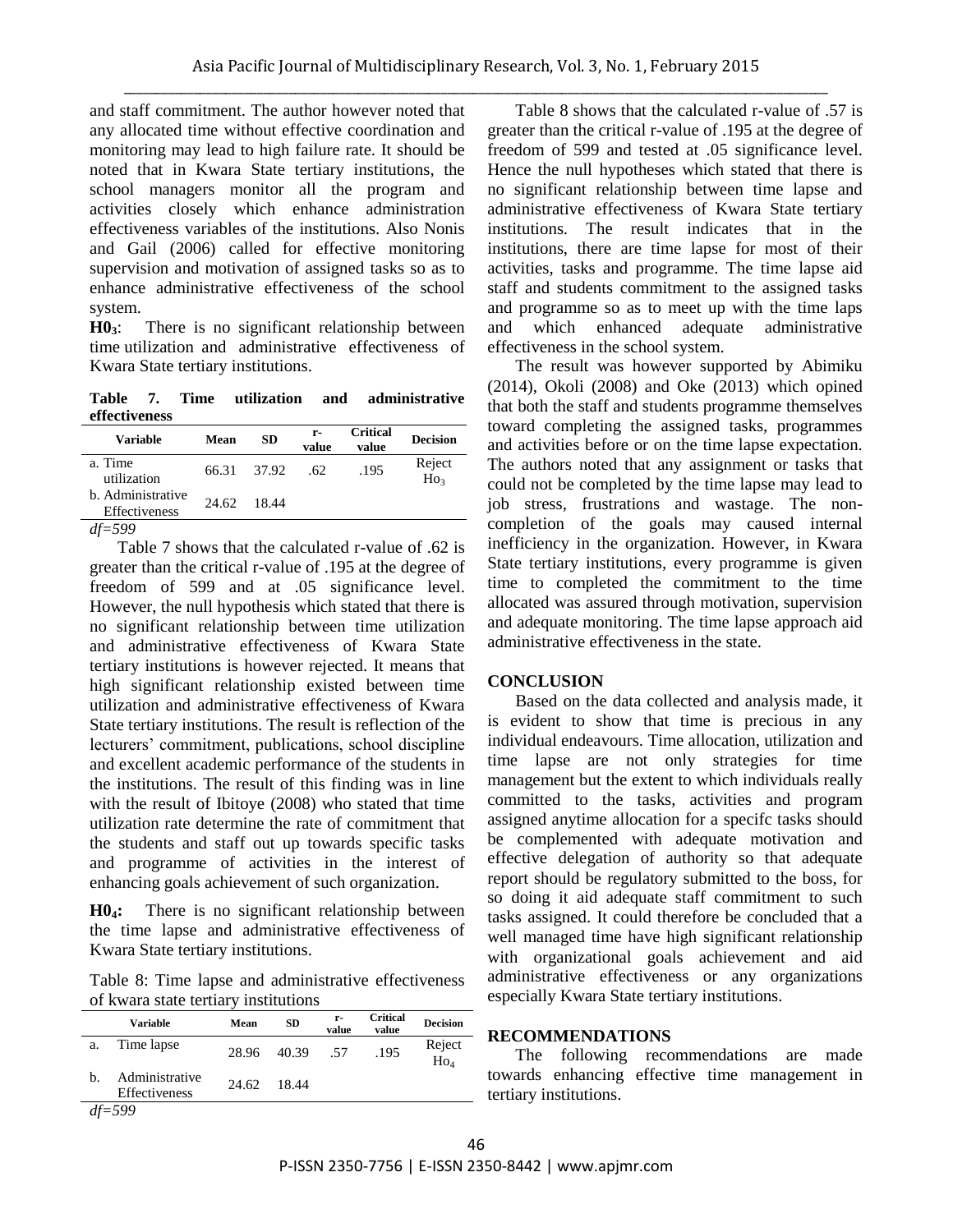and staff commitment. The author however noted that any allocated time without effective coordination and monitoring may lead to high failure rate. It should be noted that in Kwara State tertiary institutions, the school managers monitor all the program and activities closely which enhance administration effectiveness variables of the institutions. Also Nonis and Gail (2006) called for effective monitoring supervision and motivation of assigned tasks so as to enhance administrative effectiveness of the school system.

**$H0_3$:** There is no significant relationship between time utilization and administrative effectiveness of Kwara State tertiary institutions.

**Table 7. Time utilization and administrative effectiveness**

| Variable | Mean | SD | r-value | Critical value | Decision |
|---|---|---|---|---|---|
| a. Time utilization | 66.31 | 37.92 | .62 | .195 | Reject $Ho_3$ |
| b. Administrative Effectiveness | 24.62 | 18.44 | | | |

*df=599*

Table 7 shows that the calculated r-value of .62 is greater than the critical r-value of .195 at the degree of freedom of 599 and at .05 significance level. However, the null hypothesis which stated that there is no significant relationship between time utilization and administrative effectiveness of Kwara State tertiary institutions is however rejected. It means that high significant relationship existed between time utilization and administrative effectiveness of Kwara State tertiary institutions. The result is reflection of the lecturers' commitment, publications, school discipline and excellent academic performance of the students in the institutions. The result of this finding was in line with the result of Ibitoye (2008) who stated that time utilization rate determine the rate of commitment that the students and staff out up towards specific tasks and programme of activities in the interest of enhancing goals achievement of such organization.

**$H0_4$:** There is no significant relationship between the time lapse and administrative effectiveness of Kwara State tertiary institutions.

Table 8: Time lapse and administrative effectiveness of kwara state tertiary institutions

| | Variable | Mean | SD | r-value | Critical value | Decision |
|---|---|---|---|---|---|---|
| a. | Time lapse | 28.96 | 40.39 | .57 | .195 | Reject $Ho_4$ |
| b. | Administrative Effectiveness | 24.62 | 18.44 | | | |

*df=599*

Table 8 shows that the calculated r-value of .57 is greater than the critical r-value of .195 at the degree of freedom of 599 and tested at .05 significance level. Hence the null hypotheses which stated that there is no significant relationship between time lapse and administrative effectiveness of Kwara State tertiary institutions. The result indicates that in the institutions, there are time lapse for most of their activities, tasks and programme. The time lapse aid staff and students commitment to the assigned tasks and programme so as to meet up with the time laps and which enhanced adequate administrative effectiveness in the school system.

The result was however supported by Abimiku (2014), Okoli (2008) and Oke (2013) which opined that both the staff and students programme themselves toward completing the assigned tasks, programmes and activities before or on the time lapse expectation. The authors noted that any assignment or tasks that could not be completed by the time lapse may lead to job stress, frustrations and wastage. The non-completion of the goals may caused internal inefficiency in the organization. However, in Kwara State tertiary institutions, every programme is given time to completed the commitment to the time allocated was assured through motivation, supervision and adequate monitoring. The time lapse approach aid administrative effectiveness in the state.

## CONCLUSION

Based on the data collected and analysis made, it is evident to show that time is precious in any individual endeavours. Time allocation, utilization and time lapse are not only strategies for time management but the extent to which individuals really committed to the tasks, activities and program assigned anytime allocation for a specifc tasks should be complemented with adequate motivation and effective delegation of authority so that adequate report should be regulatory submitted to the boss, for so doing it aid adequate staff commitment to such tasks assigned. It could therefore be concluded that a well managed time have high significant relationship with organizational goals achievement and aid administrative effectiveness or any organizations especially Kwara State tertiary institutions.

## RECOMMENDATIONS

The following recommendations are made towards enhancing effective time management in tertiary institutions.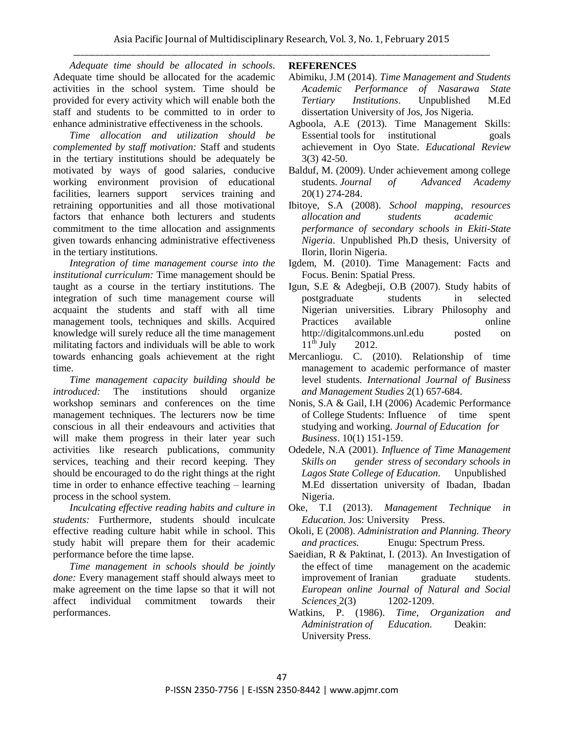*Adequate time should be allocated in schools*. Adequate time should be allocated for the academic activities in the school system. Time should be provided for every activity which will enable both the staff and students to be committed to in order to enhance administrative effectiveness in the schools.

*Time allocation and utilization should be complemented by staff motivation:* Staff and students in the tertiary institutions should be adequately be motivated by ways of good salaries, conducive working environment provision of educational facilities, learners support services training and retraining opportunities and all those motivational factors that enhance both lecturers and students commitment to the time allocation and assignments given towards enhancing administrative effectiveness in the tertiary institutions.

*Integration of time management course into the institutional curriculum:* Time management should be taught as a course in the tertiary institutions. The integration of such time management course will acquaint the students and staff with all time management tools, techniques and skills. Acquired knowledge will surely reduce all the time management militating factors and individuals will be able to work towards enhancing goals achievement at the right time.

*Time management capacity building should be introduced:* The institutions should organize workshop seminars and conferences on the time management techniques. The lecturers now be time conscious in all their endeavours and activities that will make them progress in their later year such activities like research publications, community services, teaching and their record keeping. They should be encouraged to do the right things at the right time in order to enhance effective teaching – learning process in the school system.

*Inculcating effective reading habits and culture in students:* Furthermore, students should inculcate effective reading culture habit while in school. This study habit will prepare them for their academic performance before the time lapse.

*Time management in schools should be jointly done:* Every management staff should always meet to make agreement on the time lapse so that it will not affect individual commitment towards their performances.

## REFERENCES

Abimiku, J.M (2014). *Time Management and Students Academic Performance of Nasarawa State Tertiary Institutions*. Unpublished M.Ed dissertation University of Jos, Jos Nigeria.

Agboola, A.E (2013). Time Management Skills: Essential tools for institutional goals achievement in Oyo State. *Educational Review* 3(3) 42-50.

Balduf, M. (2009). Under achievement among college students. *Journal of Advanced Academy* 20(1) 274-284.

Ibitoye, S.A (2008). *School mapping, resources allocation and students academic performance of secondary schools in Ekiti-State Nigeria*. Unpublished Ph.D thesis, University of Ilorin, Ilorin Nigeria.

Igdem, M. (2010). Time Management: Facts and Focus. Benin: Spatial Press.

Igun, S.E & Adegbeji, O.B (2007). Study habits of postgraduate students in selected Nigerian universities. Library Philosophy and Practices available online http://digitalcommons.unl.edu posted on 11th July 2012.

Mercanliogu. C. (2010). Relationship of time management to academic performance of master level students. *International Journal of Business and Management Studies* 2(1) 657-684.

Nonis, S.A & Gail, I.H (2006) Academic Performance of College Students: Influence of time spent studying and working. *Journal of Education for Business*. 10(1) 151-159.

Odedele, N.A (2001). *Influence of Time Management Skills on gender stress of secondary schools in Lagos State College of Education*. Unpublished M.Ed dissertation university of Ibadan, Ibadan Nigeria.

Oke, T.I (2013). *Management Technique in Education.* Jos: University Press.

Okoli, E (2008). *Administration and Planning. Theory and practices.* Enugu: Spectrum Press.

Saeidian, R & Paktinat, I. (2013). An Investigation of the effect of time management on the academic improvement of Iranian graduate students. *European online Journal of Natural and Social Sciences* 2(3) 1202-1209.

Watkins, P. (1986). *Time, Organization and Administration of Education.* Deakin: University Press.